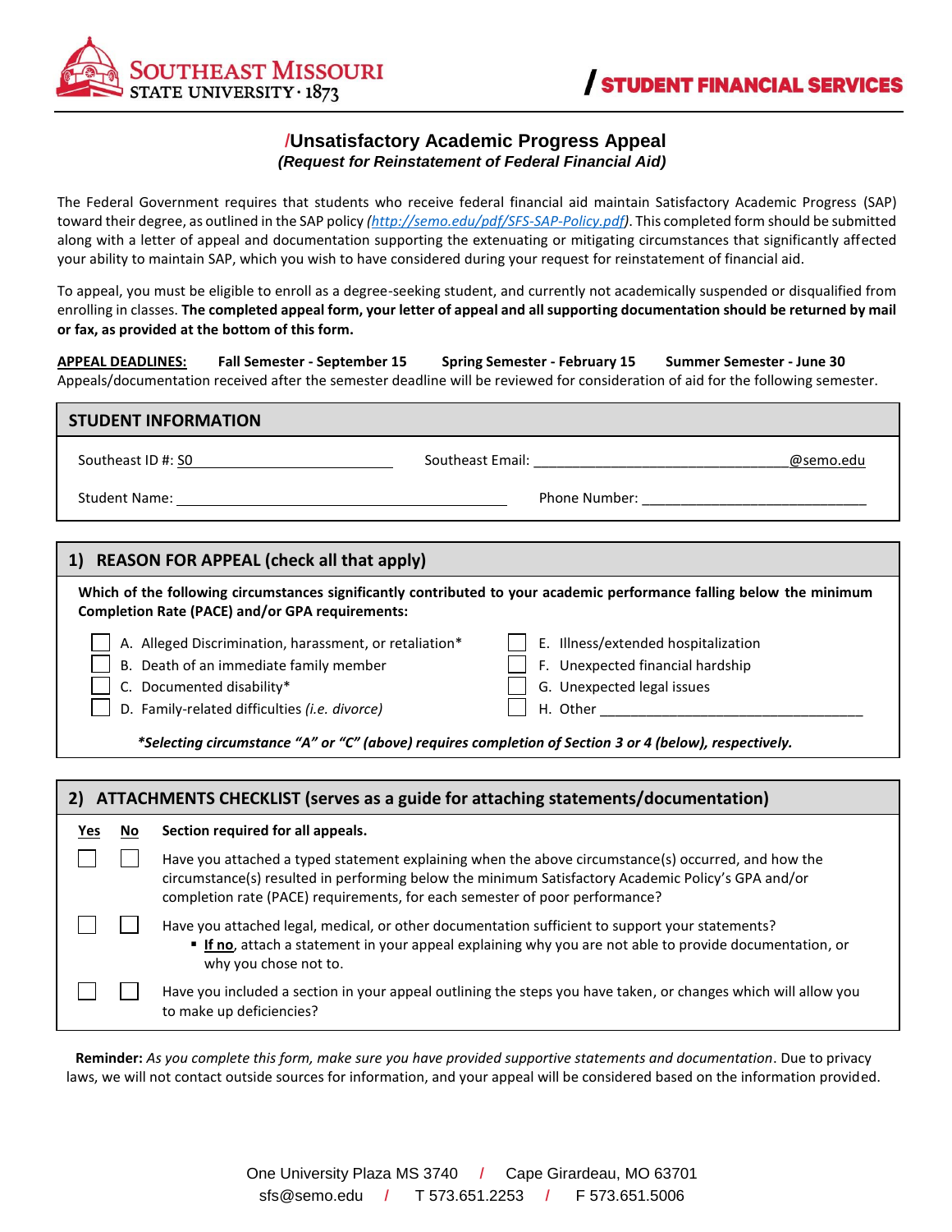SOUTHEAST MISSOURI STATE UNIVERSITY · 1873

/ STUDENT FINANCIAL SERVICES

# /Unsatisfactory Academic Progress Appeal

***(Request for Reinstatement of Federal Financial Aid)***

The Federal Government requires that students who receive federal financial aid maintain Satisfactory Academic Progress (SAP) toward their degree, as outlined in the SAP policy *(http://semo.edu/pdf/SFS-SAP-Policy.pdf)*. This completed form should be submitted along with a letter of appeal and documentation supporting the extenuating or mitigating circumstances that significantly affected your ability to maintain SAP, which you wish to have considered during your request for reinstatement of financial aid.

To appeal, you must be eligible to enroll as a degree-seeking student, and currently not academically suspended or disqualified from enrolling in classes. **The completed appeal form, your letter of appeal and all supporting documentation should be returned by mail or fax, as provided at the bottom of this form.**

**APPEAL DEADLINES:** **Fall Semester - September 15** **Spring Semester - February 15** **Summer Semester - June 30**
Appeals/documentation received after the semester deadline will be reviewed for consideration of aid for the following semester.

## STUDENT INFORMATION

Southeast ID #: S0 ______________________ Southeast Email: ______________________@semo.edu

Student Name: ______________________ Phone Number: ______________________

## 1) REASON FOR APPEAL (check all that apply)

**Which of the following circumstances significantly contributed to your academic performance falling below the minimum Completion Rate (PACE) and/or GPA requirements:**

- ☐ A. Alleged Discrimination, harassment, or retaliation*
- ☐ B. Death of an immediate family member
- ☐ C. Documented disability*
- ☐ D. Family-related difficulties *(i.e. divorce)*
- ☐ E. Illness/extended hospitalization
- ☐ F. Unexpected financial hardship
- ☐ G. Unexpected legal issues
- ☐ H. Other ______________________

***\*Selecting circumstance "A" or "C" (above) requires completion of Section 3 or 4 (below), respectively.***

## 2) ATTACHMENTS CHECKLIST (serves as a guide for attaching statements/documentation)

| Yes | No | Section required for all appeals. |
|---|---|---|
| ☐ | ☐ | Have you attached a typed statement explaining when the above circumstance(s) occurred, and how the circumstance(s) resulted in performing below the minimum Satisfactory Academic Policy's GPA and/or completion rate (PACE) requirements, for each semester of poor performance? |
| ☐ | ☐ | Have you attached legal, medical, or other documentation sufficient to support your statements? ▪ **If no**, attach a statement in your appeal explaining why you are not able to provide documentation, or why you chose not to. |
| ☐ | ☐ | Have you included a section in your appeal outlining the steps you have taken, or changes which will allow you to make up deficiencies? |

**Reminder:** *As you complete this form, make sure you have provided supportive statements and documentation*. Due to privacy laws, we will not contact outside sources for information, and your appeal will be considered based on the information provided.

One University Plaza MS 3740 / Cape Girardeau, MO 63701
sfs@semo.edu / T 573.651.2253 / F 573.651.5006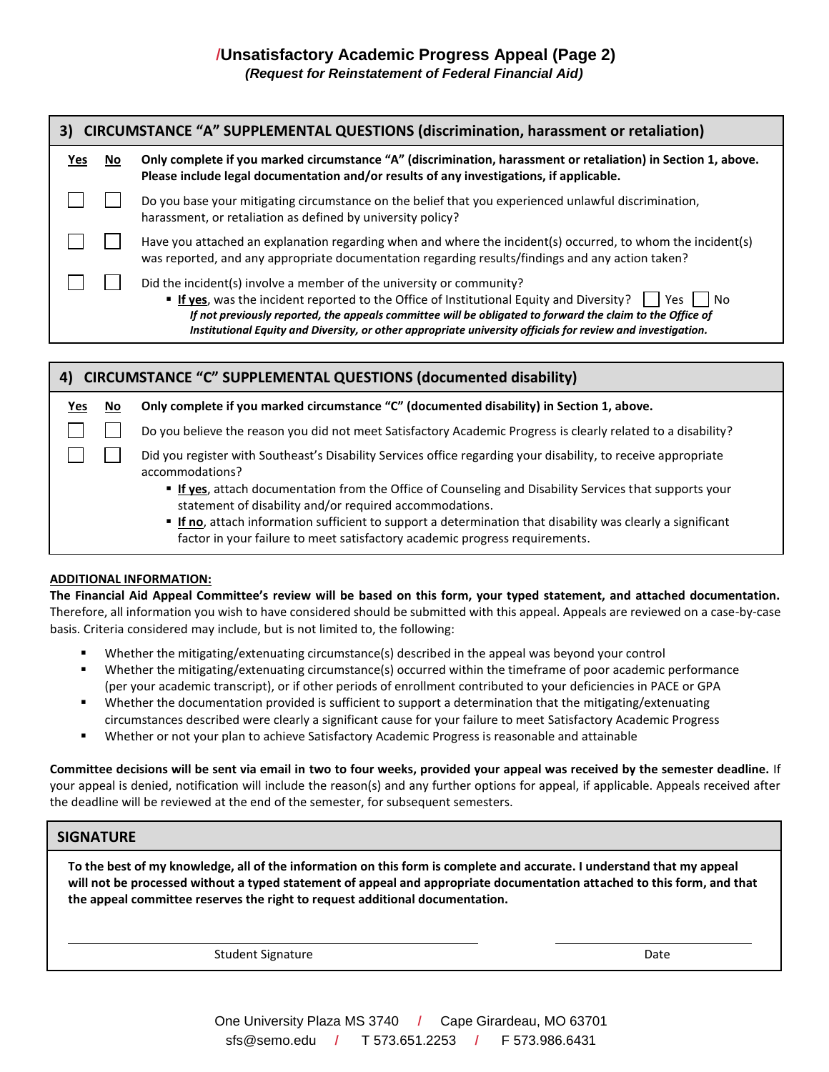# /Unsatisfactory Academic Progress Appeal (Page 2)

***(Request for Reinstatement of Federal Financial Aid)***

## 3) CIRCUMSTANCE "A" SUPPLEMENTAL QUESTIONS (discrimination, harassment or retaliation)

| Yes | No | **Only complete if you marked circumstance "A" (discrimination, harassment or retaliation) in Section 1, above. Please include legal documentation and/or results of any investigations, if applicable.** |
|---|---|---|
| ☐ | ☐ | Do you base your mitigating circumstance on the belief that you experienced unlawful discrimination, harassment, or retaliation as defined by university policy? |
| ☐ | ☐ | Have you attached an explanation regarding when and where the incident(s) occurred, to whom the incident(s) was reported, and any appropriate documentation regarding results/findings and any action taken? |
| ☐ | ☐ | Did the incident(s) involve a member of the university or community? ▪ **If yes**, was the incident reported to the Office of Institutional Equity and Diversity? ☐ Yes ☐ No *If not previously reported, the appeals committee will be obligated to forward the claim to the Office of Institutional Equity and Diversity, or other appropriate university officials for review and investigation.* |

## 4) CIRCUMSTANCE "C" SUPPLEMENTAL QUESTIONS (documented disability)

| Yes | No | **Only complete if you marked circumstance "C" (documented disability) in Section 1, above.** |
|---|---|---|
| ☐ | ☐ | Do you believe the reason you did not meet Satisfactory Academic Progress is clearly related to a disability? |
| ☐ | ☐ | Did you register with Southeast's Disability Services office regarding your disability, to receive appropriate accommodations? ▪ **If yes**, attach documentation from the Office of Counseling and Disability Services that supports your statement of disability and/or required accommodations. ▪ **If no**, attach information sufficient to support a determination that disability was clearly a significant factor in your failure to meet satisfactory academic progress requirements. |

**ADDITIONAL INFORMATION:**

**The Financial Aid Appeal Committee's review will be based on this form, your typed statement, and attached documentation.** Therefore, all information you wish to have considered should be submitted with this appeal. Appeals are reviewed on a case-by-case basis. Criteria considered may include, but is not limited to, the following:

- Whether the mitigating/extenuating circumstance(s) described in the appeal was beyond your control
- Whether the mitigating/extenuating circumstance(s) occurred within the timeframe of poor academic performance (per your academic transcript), or if other periods of enrollment contributed to your deficiencies in PACE or GPA
- Whether the documentation provided is sufficient to support a determination that the mitigating/extenuating circumstances described were clearly a significant cause for your failure to meet Satisfactory Academic Progress
- Whether or not your plan to achieve Satisfactory Academic Progress is reasonable and attainable

**Committee decisions will be sent via email in two to four weeks, provided your appeal was received by the semester deadline.** If your appeal is denied, notification will include the reason(s) and any further options for appeal, if applicable. Appeals received after the deadline will be reviewed at the end of the semester, for subsequent semesters.

## SIGNATURE

**To the best of my knowledge, all of the information on this form is complete and accurate. I understand that my appeal will not be processed without a typed statement of appeal and appropriate documentation attached to this form, and that the appeal committee reserves the right to request additional documentation.**

_______________________________ Student Signature

_______________ Date

One University Plaza MS 3740 / Cape Girardeau, MO 63701
sfs@semo.edu / T 573.651.2253 / F 573.986.6431